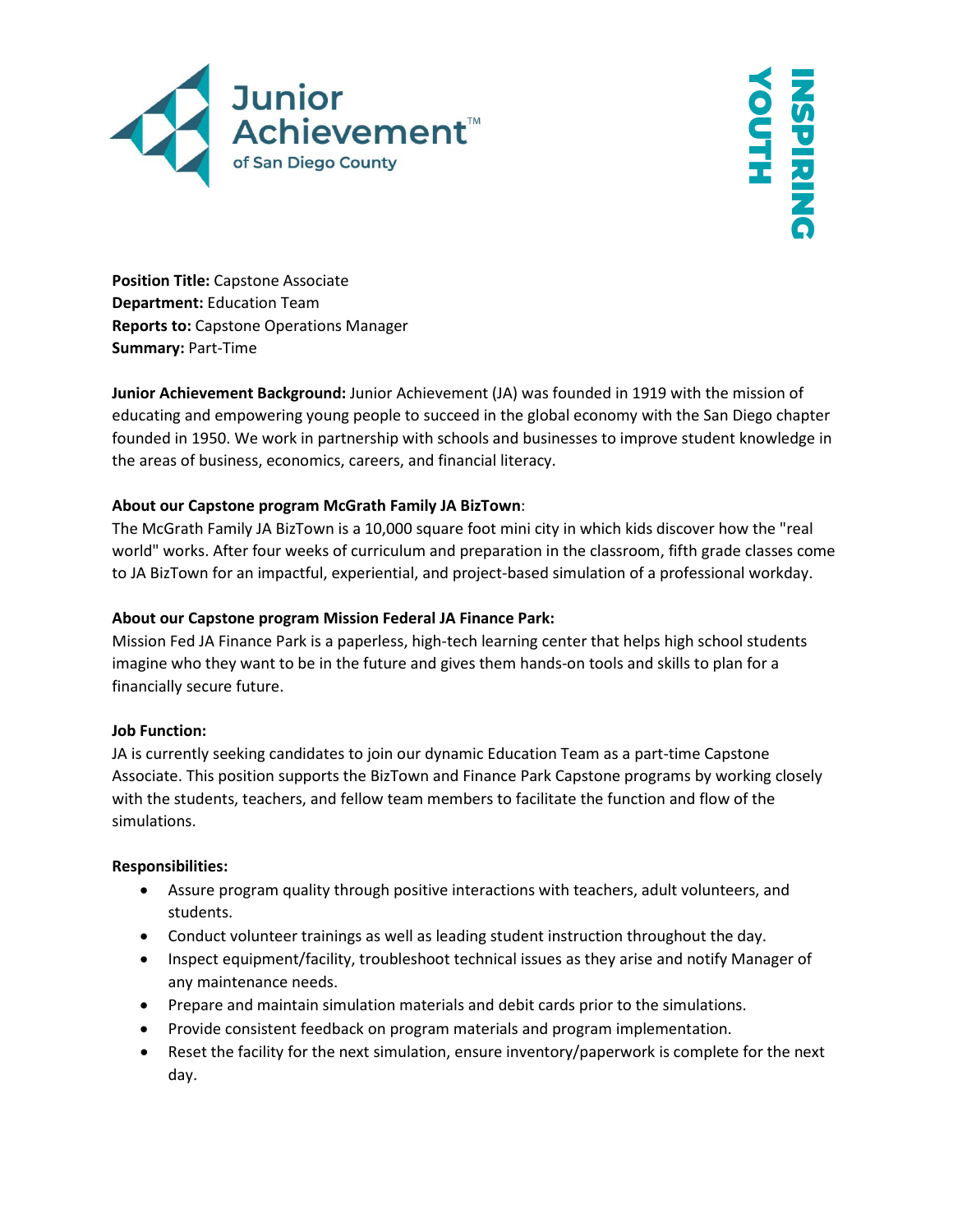Junior Achievement™ of San Diego County

INSPIRING YOUTH

**Position Title:** Capstone Associate
**Department:** Education Team
**Reports to:** Capstone Operations Manager
**Summary:** Part-Time

**Junior Achievement Background:** Junior Achievement (JA) was founded in 1919 with the mission of educating and empowering young people to succeed in the global economy with the San Diego chapter founded in 1950. We work in partnership with schools and businesses to improve student knowledge in the areas of business, economics, careers, and financial literacy.

**About our Capstone program McGrath Family JA BizTown**:
The McGrath Family JA BizTown is a 10,000 square foot mini city in which kids discover how the "real world" works. After four weeks of curriculum and preparation in the classroom, fifth grade classes come to JA BizTown for an impactful, experiential, and project-based simulation of a professional workday.

**About our Capstone program Mission Federal JA Finance Park:**
Mission Fed JA Finance Park is a paperless, high-tech learning center that helps high school students imagine who they want to be in the future and gives them hands-on tools and skills to plan for a financially secure future.

**Job Function:**
JA is currently seeking candidates to join our dynamic Education Team as a part-time Capstone Associate. This position supports the BizTown and Finance Park Capstone programs by working closely with the students, teachers, and fellow team members to facilitate the function and flow of the simulations.

**Responsibilities:**

- Assure program quality through positive interactions with teachers, adult volunteers, and students.
- Conduct volunteer trainings as well as leading student instruction throughout the day.
- Inspect equipment/facility, troubleshoot technical issues as they arise and notify Manager of any maintenance needs.
- Prepare and maintain simulation materials and debit cards prior to the simulations.
- Provide consistent feedback on program materials and program implementation.
- Reset the facility for the next simulation, ensure inventory/paperwork is complete for the next day.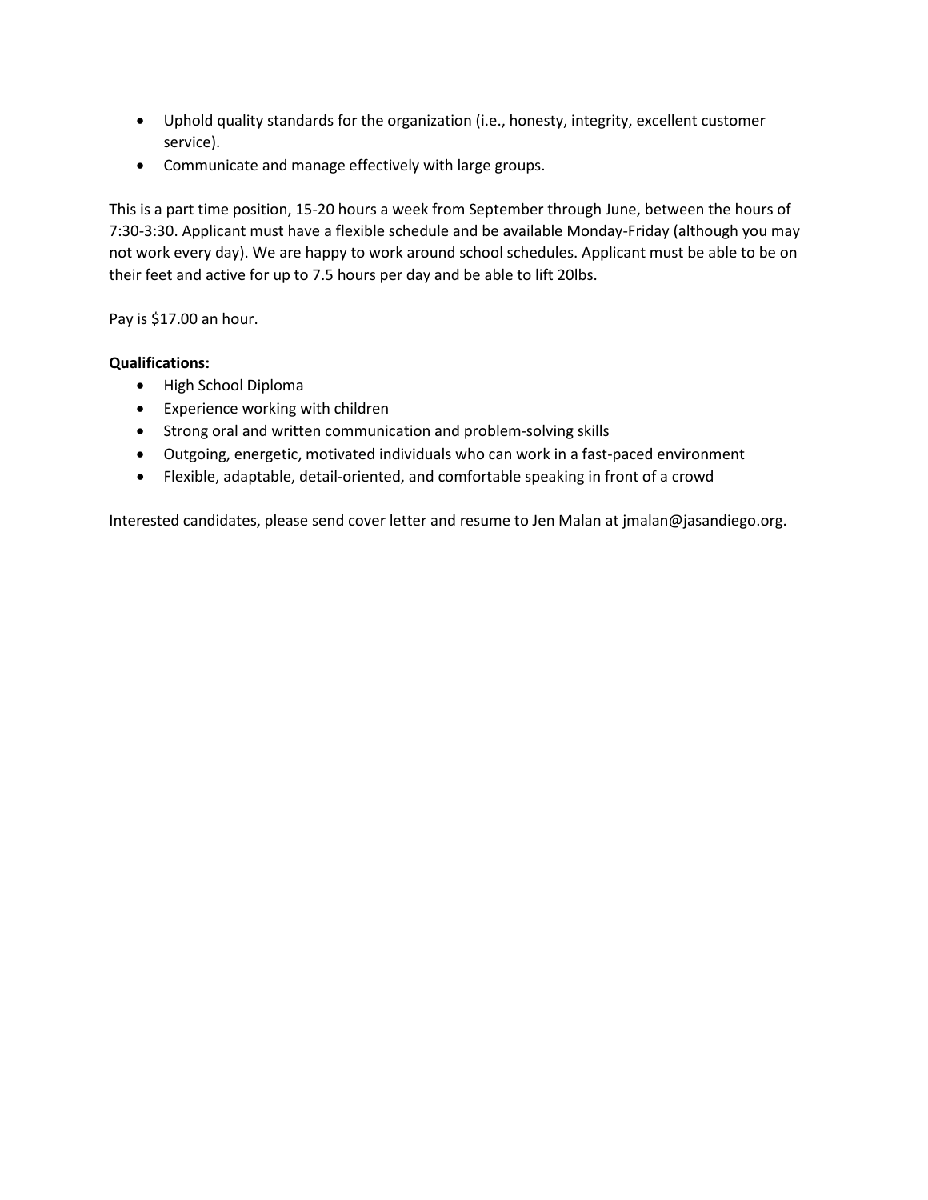- Uphold quality standards for the organization (i.e., honesty, integrity, excellent customer service).
- Communicate and manage effectively with large groups.

This is a part time position, 15-20 hours a week from September through June, between the hours of 7:30-3:30. Applicant must have a flexible schedule and be available Monday-Friday (although you may not work every day). We are happy to work around school schedules. Applicant must be able to be on their feet and active for up to 7.5 hours per day and be able to lift 20lbs.

Pay is $17.00 an hour.

**Qualifications:**

- High School Diploma
- Experience working with children
- Strong oral and written communication and problem-solving skills
- Outgoing, energetic, motivated individuals who can work in a fast-paced environment
- Flexible, adaptable, detail-oriented, and comfortable speaking in front of a crowd

Interested candidates, please send cover letter and resume to Jen Malan at jmalan@jasandiego.org.